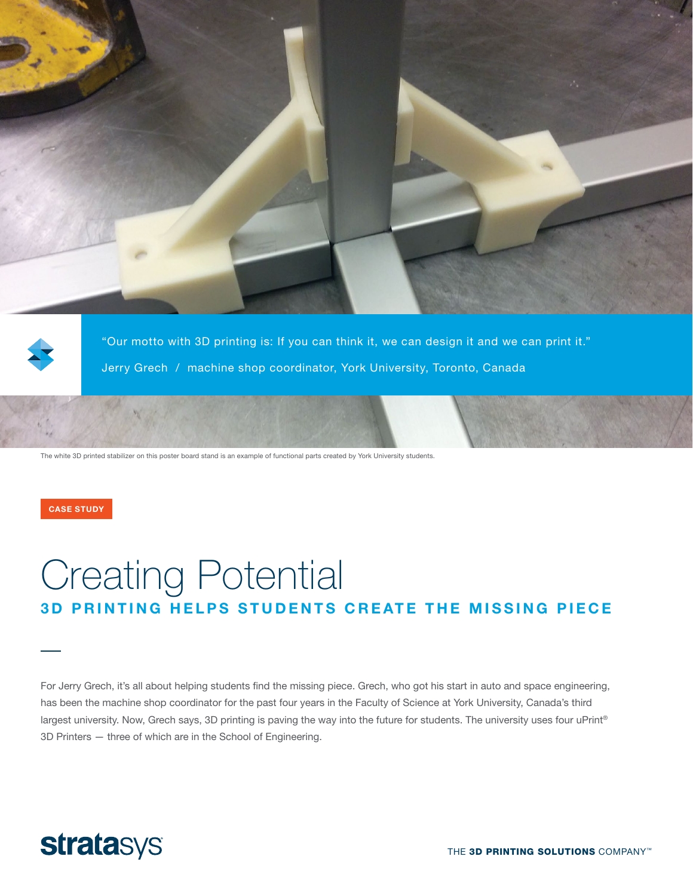> "Our motto with 3D printing is: If you can think it, we can design it and we can print it."
>
> Jerry Grech / machine shop coordinator, York University, Toronto, Canada

The white 3D printed stabilizer on this poster board stand is an example of functional parts created by York University students.

**CASE STUDY**

# Creating Potential

## 3D PRINTING HELPS STUDENTS CREATE THE MISSING PIECE

For Jerry Grech, it's all about helping students find the missing piece. Grech, who got his start in auto and space engineering, has been the machine shop coordinator for the past four years in the Faculty of Science at York University, Canada's third largest university. Now, Grech says, 3D printing is paving the way into the future for students. The university uses four uPrint® 3D Printers — three of which are in the School of Engineering.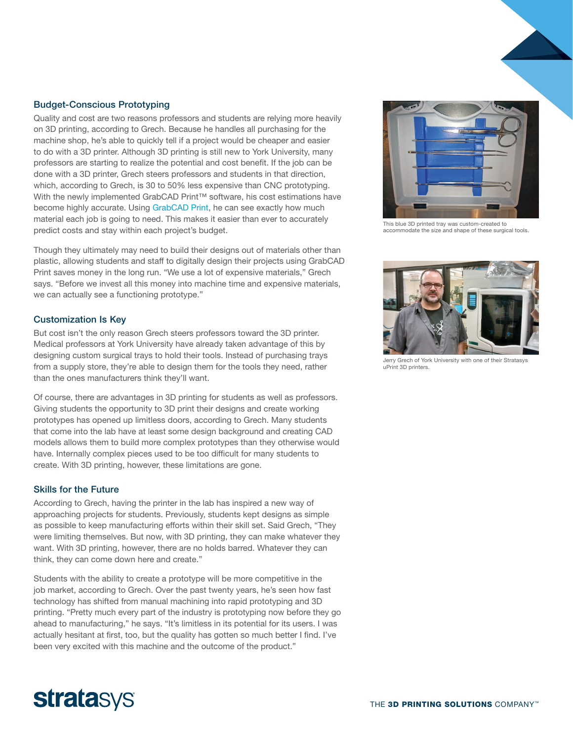## Budget-Conscious Prototyping

Quality and cost are two reasons professors and students are relying more heavily on 3D printing, according to Grech. Because he handles all purchasing for the machine shop, he's able to quickly tell if a project would be cheaper and easier to do with a 3D printer. Although 3D printing is still new to York University, many professors are starting to realize the potential and cost benefit. If the job can be done with a 3D printer, Grech steers professors and students in that direction, which, according to Grech, is 30 to 50% less expensive than CNC prototyping. With the newly implemented GrabCAD Print™ software, his cost estimations have become highly accurate. Using GrabCAD Print, he can see exactly how much material each job is going to need. This makes it easier than ever to accurately predict costs and stay within each project's budget.

Though they ultimately may need to build their designs out of materials other than plastic, allowing students and staff to digitally design their projects using GrabCAD Print saves money in the long run. "We use a lot of expensive materials," Grech says. "Before we invest all this money into machine time and expensive materials, we can actually see a functioning prototype."

This blue 3D printed tray was custom-created to accommodate the size and shape of these surgical tools.

Jerry Grech of York University with one of their Stratasys uPrint 3D printers.

## Customization Is Key

But cost isn't the only reason Grech steers professors toward the 3D printer. Medical professors at York University have already taken advantage of this by designing custom surgical trays to hold their tools. Instead of purchasing trays from a supply store, they're able to design them for the tools they need, rather than the ones manufacturers think they'll want.

Of course, there are advantages in 3D printing for students as well as professors. Giving students the opportunity to 3D print their designs and create working prototypes has opened up limitless doors, according to Grech. Many students that come into the lab have at least some design background and creating CAD models allows them to build more complex prototypes than they otherwise would have. Internally complex pieces used to be too difficult for many students to create. With 3D printing, however, these limitations are gone.

## Skills for the Future

According to Grech, having the printer in the lab has inspired a new way of approaching projects for students. Previously, students kept designs as simple as possible to keep manufacturing efforts within their skill set. Said Grech, "They were limiting themselves. But now, with 3D printing, they can make whatever they want. With 3D printing, however, there are no holds barred. Whatever they can think, they can come down here and create."

Students with the ability to create a prototype will be more competitive in the job market, according to Grech. Over the past twenty years, he's seen how fast technology has shifted from manual machining into rapid prototyping and 3D printing. "Pretty much every part of the industry is prototyping now before they go ahead to manufacturing," he says. "It's limitless in its potential for its users. I was actually hesitant at first, too, but the quality has gotten so much better I find. I've been very excited with this machine and the outcome of the product."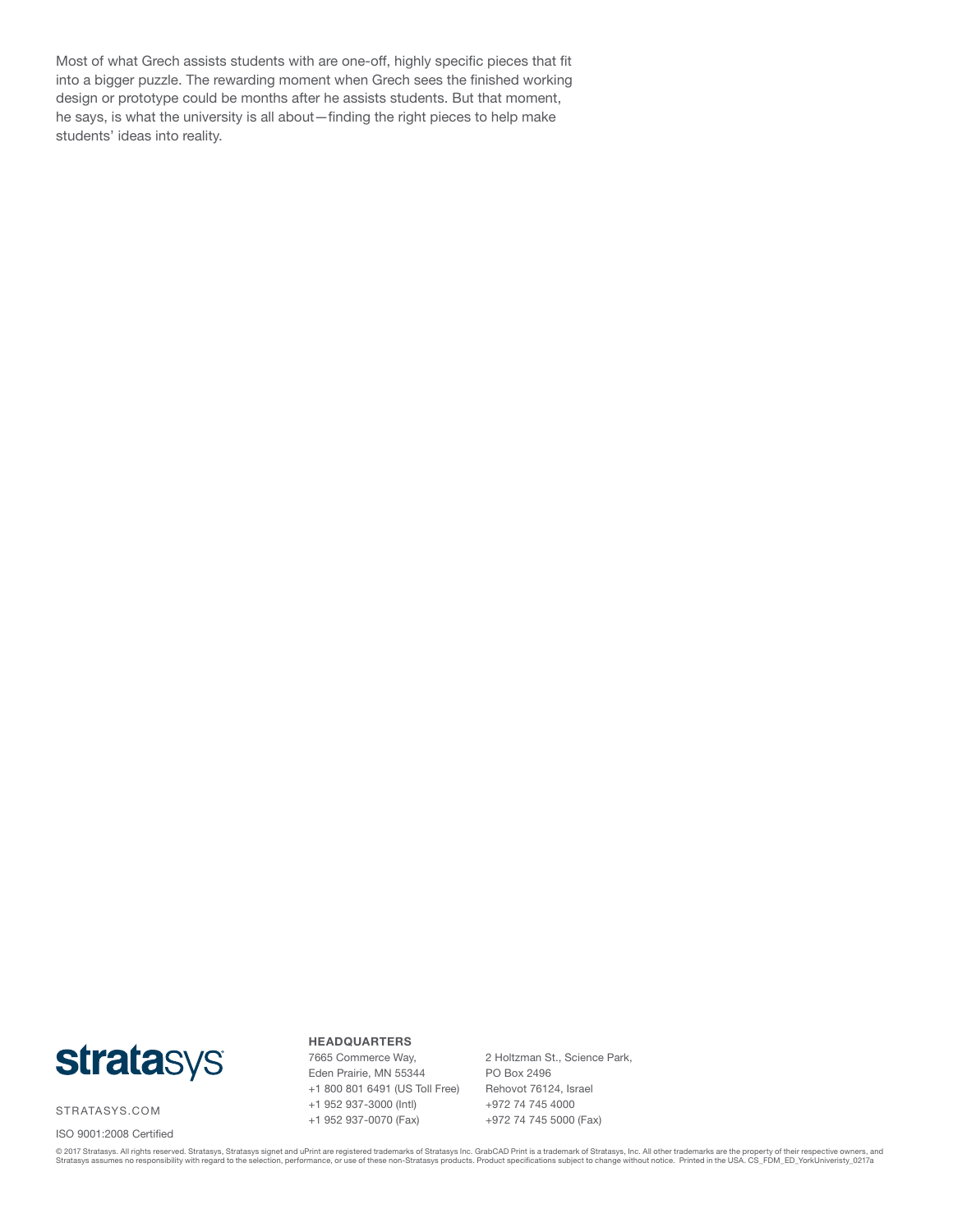Most of what Grech assists students with are one-off, highly specific pieces that fit into a bigger puzzle. The rewarding moment when Grech sees the finished working design or prototype could be months after he assists students. But that moment, he says, is what the university is all about—finding the right pieces to help make students' ideas into reality.

stratasys

STRATASYS.COM

ISO 9001:2008 Certified

**HEADQUARTERS**

7665 Commerce Way,
Eden Prairie, MN 55344
+1 800 801 6491 (US Toll Free)
+1 952 937-3000 (Intl)
+1 952 937-0070 (Fax)

2 Holtzman St., Science Park,
PO Box 2496
Rehovot 76124, Israel
+972 74 745 4000
+972 74 745 5000 (Fax)

© 2017 Stratasys. All rights reserved. Stratasys, Stratasys signet and uPrint are registered trademarks of Stratasys Inc. GrabCAD Print is a trademark of Stratasys, Inc. All other trademarks are the property of their respective owners, and Stratasys assumes no responsibility with regard to the selection, performance, or use of these non-Stratasys products. Product specifications subject to change without notice. Printed in the USA. CS_FDM_ED_YorkUniveristy_0217a